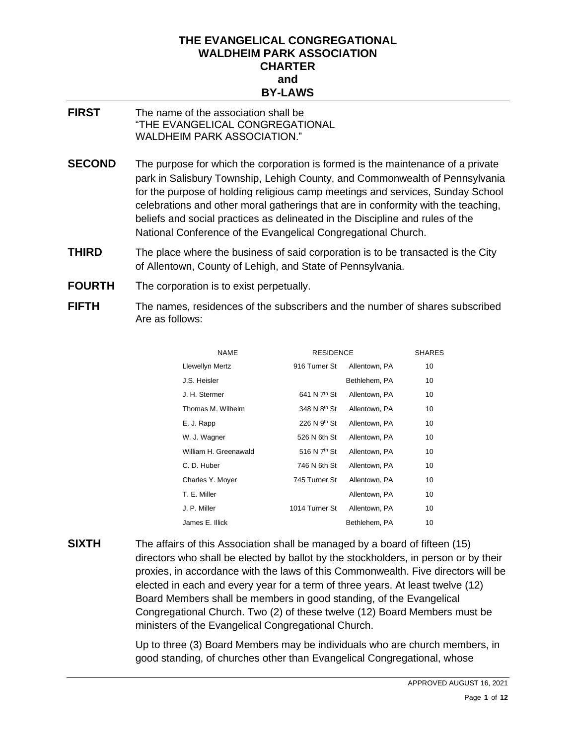# THE EVANGELICAL CONGREGATIONAL WALDHEIM PARK ASSOCIATION CHARTER and BY-LAWS

**FIRST** The name of the association shall be "THE EVANGELICAL CONGREGATIONAL WALDHEIM PARK ASSOCIATION."

**SECOND** The purpose for which the corporation is formed is the maintenance of a private park in Salisbury Township, Lehigh County, and Commonwealth of Pennsylvania for the purpose of holding religious camp meetings and services, Sunday School celebrations and other moral gatherings that are in conformity with the teaching, beliefs and social practices as delineated in the Discipline and rules of the National Conference of the Evangelical Congregational Church.

**THIRD** The place where the business of said corporation is to be transacted is the City of Allentown, County of Lehigh, and State of Pennsylvania.

**FOURTH** The corporation is to exist perpetually.

**FIFTH** The names, residences of the subscribers and the number of shares subscribed Are as follows:

| NAME | RESIDENCE | | SHARES |
|---|---|---|---|
| Llewellyn Mertz | 916 Turner St | Allentown, PA | 10 |
| J.S. Heisler | | Bethlehem, PA | 10 |
| J. H. Stermer | 641 N 7th St | Allentown, PA | 10 |
| Thomas M. Wilhelm | 348 N 8th St | Allentown, PA | 10 |
| E. J. Rapp | 226 N 9th St | Allentown, PA | 10 |
| W. J. Wagner | 526 N 6th St | Allentown, PA | 10 |
| William H. Greenawald | 516 N 7th St | Allentown, PA | 10 |
| C. D. Huber | 746 N 6th St | Allentown, PA | 10 |
| Charles Y. Moyer | 745 Turner St | Allentown, PA | 10 |
| T. E. Miller | | Allentown, PA | 10 |
| J. P. Miller | 1014 Turner St | Allentown, PA | 10 |
| James E. Illick | | Bethlehem, PA | 10 |

**SIXTH** The affairs of this Association shall be managed by a board of fifteen (15) directors who shall be elected by ballot by the stockholders, in person or by their proxies, in accordance with the laws of this Commonwealth. Five directors will be elected in each and every year for a term of three years. At least twelve (12) Board Members shall be members in good standing, of the Evangelical Congregational Church. Two (2) of these twelve (12) Board Members must be ministers of the Evangelical Congregational Church.

Up to three (3) Board Members may be individuals who are church members, in good standing, of churches other than Evangelical Congregational, whose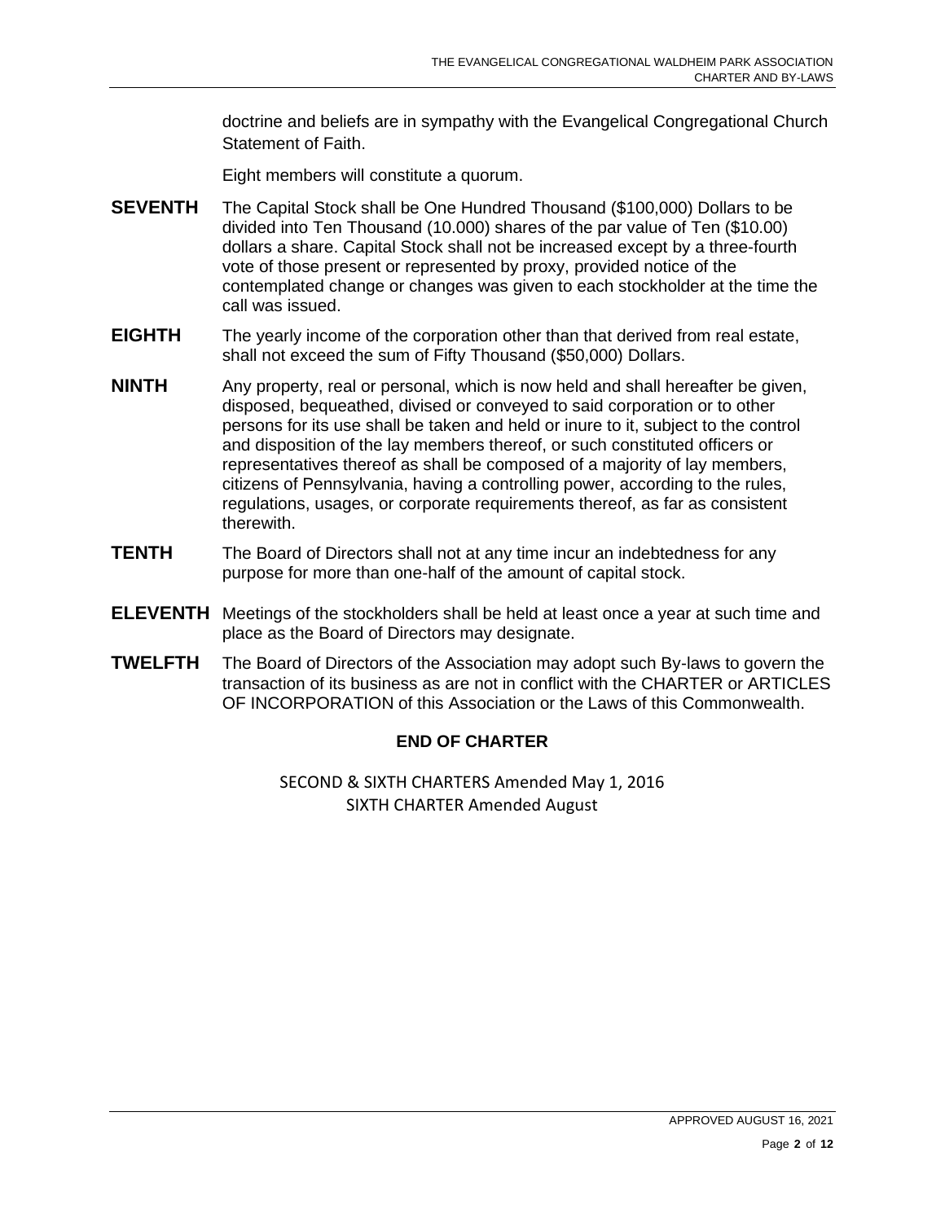doctrine and beliefs are in sympathy with the Evangelical Congregational Church Statement of Faith.

Eight members will constitute a quorum.

**SEVENTH** The Capital Stock shall be One Hundred Thousand ($100,000) Dollars to be divided into Ten Thousand (10.000) shares of the par value of Ten ($10.00) dollars a share. Capital Stock shall not be increased except by a three-fourth vote of those present or represented by proxy, provided notice of the contemplated change or changes was given to each stockholder at the time the call was issued.

**EIGHTH** The yearly income of the corporation other than that derived from real estate, shall not exceed the sum of Fifty Thousand ($50,000) Dollars.

**NINTH** Any property, real or personal, which is now held and shall hereafter be given, disposed, bequeathed, divised or conveyed to said corporation or to other persons for its use shall be taken and held or inure to it, subject to the control and disposition of the lay members thereof, or such constituted officers or representatives thereof as shall be composed of a majority of lay members, citizens of Pennsylvania, having a controlling power, according to the rules, regulations, usages, or corporate requirements thereof, as far as consistent therewith.

**TENTH** The Board of Directors shall not at any time incur an indebtedness for any purpose for more than one-half of the amount of capital stock.

**ELEVENTH** Meetings of the stockholders shall be held at least once a year at such time and place as the Board of Directors may designate.

**TWELFTH** The Board of Directors of the Association may adopt such By-laws to govern the transaction of its business as are not in conflict with the CHARTER or ARTICLES OF INCORPORATION of this Association or the Laws of this Commonwealth.

**END OF CHARTER**

SECOND & SIXTH CHARTERS Amended May 1, 2016
SIXTH CHARTER Amended August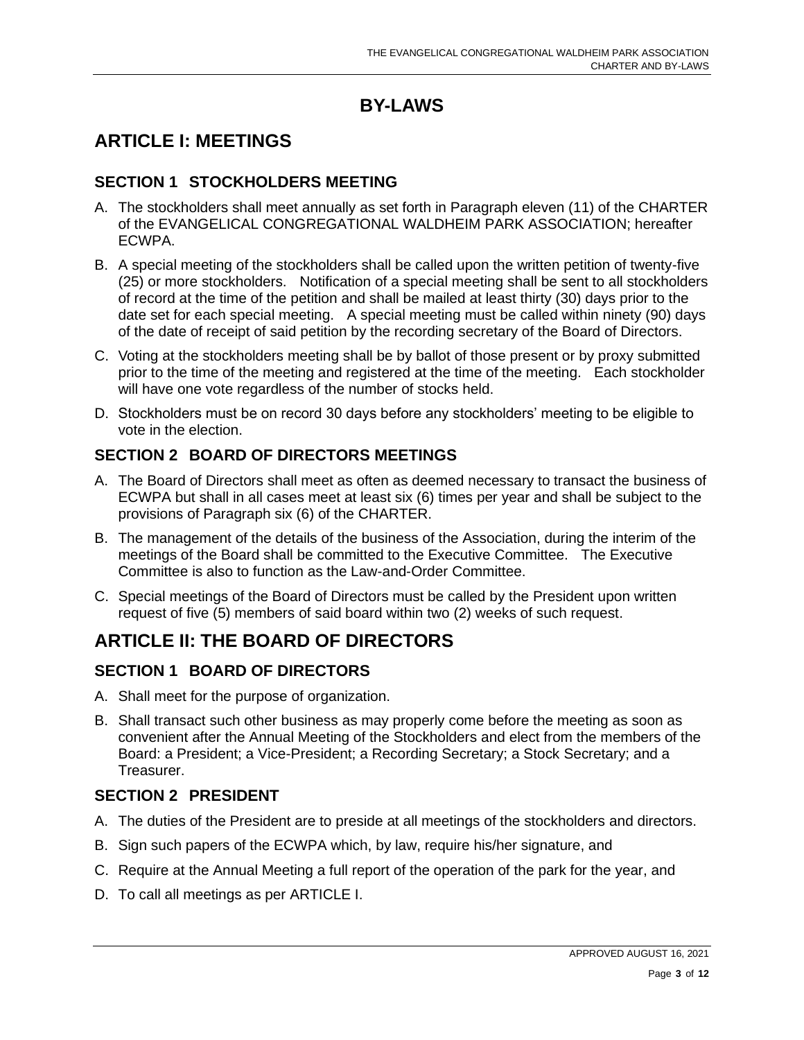# BY-LAWS

## ARTICLE I: MEETINGS

### SECTION 1 STOCKHOLDERS MEETING

A. The stockholders shall meet annually as set forth in Paragraph eleven (11) of the CHARTER of the EVANGELICAL CONGREGATIONAL WALDHEIM PARK ASSOCIATION; hereafter ECWPA.

B. A special meeting of the stockholders shall be called upon the written petition of twenty-five (25) or more stockholders. Notification of a special meeting shall be sent to all stockholders of record at the time of the petition and shall be mailed at least thirty (30) days prior to the date set for each special meeting. A special meeting must be called within ninety (90) days of the date of receipt of said petition by the recording secretary of the Board of Directors.

C. Voting at the stockholders meeting shall be by ballot of those present or by proxy submitted prior to the time of the meeting and registered at the time of the meeting. Each stockholder will have one vote regardless of the number of stocks held.

D. Stockholders must be on record 30 days before any stockholders' meeting to be eligible to vote in the election.

### SECTION 2 BOARD OF DIRECTORS MEETINGS

A. The Board of Directors shall meet as often as deemed necessary to transact the business of ECWPA but shall in all cases meet at least six (6) times per year and shall be subject to the provisions of Paragraph six (6) of the CHARTER.

B. The management of the details of the business of the Association, during the interim of the meetings of the Board shall be committed to the Executive Committee. The Executive Committee is also to function as the Law-and-Order Committee.

C. Special meetings of the Board of Directors must be called by the President upon written request of five (5) members of said board within two (2) weeks of such request.

## ARTICLE II: THE BOARD OF DIRECTORS

### SECTION 1 BOARD OF DIRECTORS

A. Shall meet for the purpose of organization.

B. Shall transact such other business as may properly come before the meeting as soon as convenient after the Annual Meeting of the Stockholders and elect from the members of the Board: a President; a Vice-President; a Recording Secretary; a Stock Secretary; and a Treasurer.

### SECTION 2 PRESIDENT

A. The duties of the President are to preside at all meetings of the stockholders and directors.

B. Sign such papers of the ECWPA which, by law, require his/her signature, and

C. Require at the Annual Meeting a full report of the operation of the park for the year, and

D. To call all meetings as per ARTICLE I.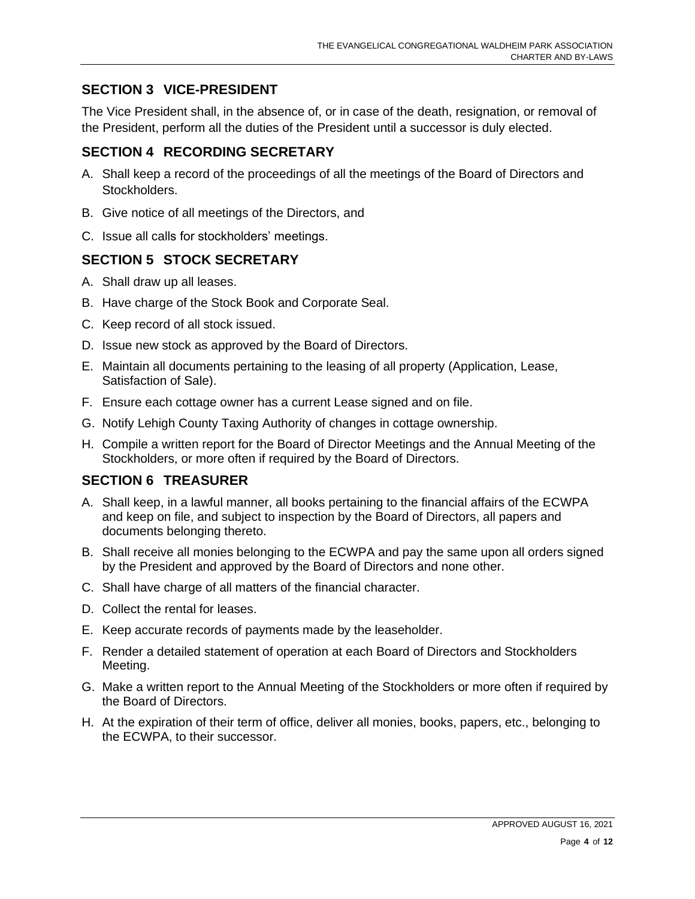## SECTION 3 VICE-PRESIDENT

The Vice President shall, in the absence of, or in case of the death, resignation, or removal of the President, perform all the duties of the President until a successor is duly elected.

## SECTION 4 RECORDING SECRETARY

A. Shall keep a record of the proceedings of all the meetings of the Board of Directors and Stockholders.

B. Give notice of all meetings of the Directors, and

C. Issue all calls for stockholders' meetings.

## SECTION 5 STOCK SECRETARY

A. Shall draw up all leases.

B. Have charge of the Stock Book and Corporate Seal.

C. Keep record of all stock issued.

D. Issue new stock as approved by the Board of Directors.

E. Maintain all documents pertaining to the leasing of all property (Application, Lease, Satisfaction of Sale).

F. Ensure each cottage owner has a current Lease signed and on file.

G. Notify Lehigh County Taxing Authority of changes in cottage ownership.

H. Compile a written report for the Board of Director Meetings and the Annual Meeting of the Stockholders, or more often if required by the Board of Directors.

## SECTION 6 TREASURER

A. Shall keep, in a lawful manner, all books pertaining to the financial affairs of the ECWPA and keep on file, and subject to inspection by the Board of Directors, all papers and documents belonging thereto.

B. Shall receive all monies belonging to the ECWPA and pay the same upon all orders signed by the President and approved by the Board of Directors and none other.

C. Shall have charge of all matters of the financial character.

D. Collect the rental for leases.

E. Keep accurate records of payments made by the leaseholder.

F. Render a detailed statement of operation at each Board of Directors and Stockholders Meeting.

G. Make a written report to the Annual Meeting of the Stockholders or more often if required by the Board of Directors.

H. At the expiration of their term of office, deliver all monies, books, papers, etc., belonging to the ECWPA, to their successor.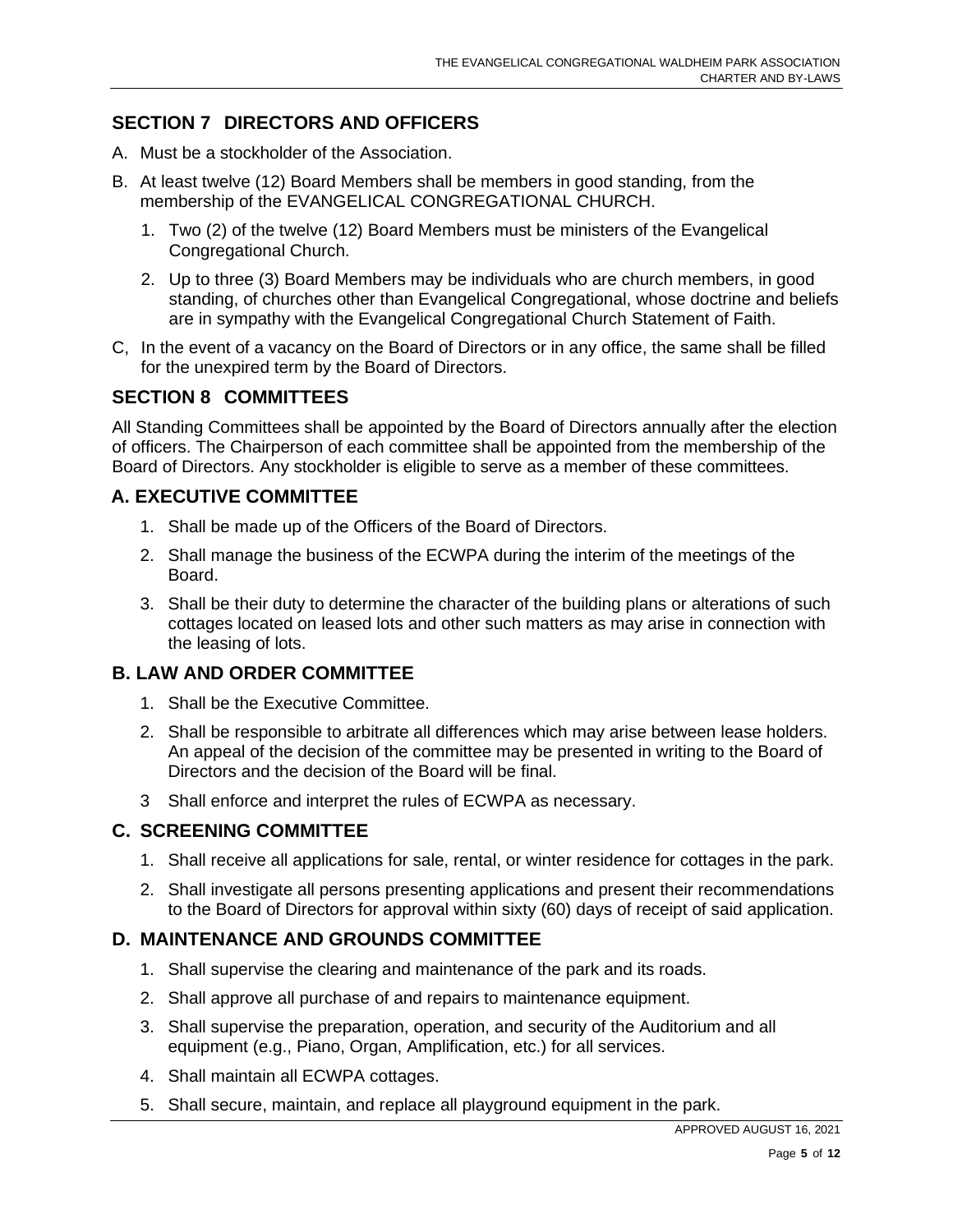## SECTION 7 DIRECTORS AND OFFICERS

A. Must be a stockholder of the Association.

B. At least twelve (12) Board Members shall be members in good standing, from the membership of the EVANGELICAL CONGREGATIONAL CHURCH.

   1. Two (2) of the twelve (12) Board Members must be ministers of the Evangelical Congregational Church.

   2. Up to three (3) Board Members may be individuals who are church members, in good standing, of churches other than Evangelical Congregational, whose doctrine and beliefs are in sympathy with the Evangelical Congregational Church Statement of Faith.

C, In the event of a vacancy on the Board of Directors or in any office, the same shall be filled for the unexpired term by the Board of Directors.

## SECTION 8 COMMITTEES

All Standing Committees shall be appointed by the Board of Directors annually after the election of officers. The Chairperson of each committee shall be appointed from the membership of the Board of Directors. Any stockholder is eligible to serve as a member of these committees.

### A. EXECUTIVE COMMITTEE

1. Shall be made up of the Officers of the Board of Directors.
2. Shall manage the business of the ECWPA during the interim of the meetings of the Board.
3. Shall be their duty to determine the character of the building plans or alterations of such cottages located on leased lots and other such matters as may arise in connection with the leasing of lots.

### B. LAW AND ORDER COMMITTEE

1. Shall be the Executive Committee.
2. Shall be responsible to arbitrate all differences which may arise between lease holders. An appeal of the decision of the committee may be presented in writing to the Board of Directors and the decision of the Board will be final.
3 Shall enforce and interpret the rules of ECWPA as necessary.

### C. SCREENING COMMITTEE

1. Shall receive all applications for sale, rental, or winter residence for cottages in the park.
2. Shall investigate all persons presenting applications and present their recommendations to the Board of Directors for approval within sixty (60) days of receipt of said application.

### D. MAINTENANCE AND GROUNDS COMMITTEE

1. Shall supervise the clearing and maintenance of the park and its roads.
2. Shall approve all purchase of and repairs to maintenance equipment.
3. Shall supervise the preparation, operation, and security of the Auditorium and all equipment (e.g., Piano, Organ, Amplification, etc.) for all services.
4. Shall maintain all ECWPA cottages.
5. Shall secure, maintain, and replace all playground equipment in the park.

APPROVED AUGUST 16, 2021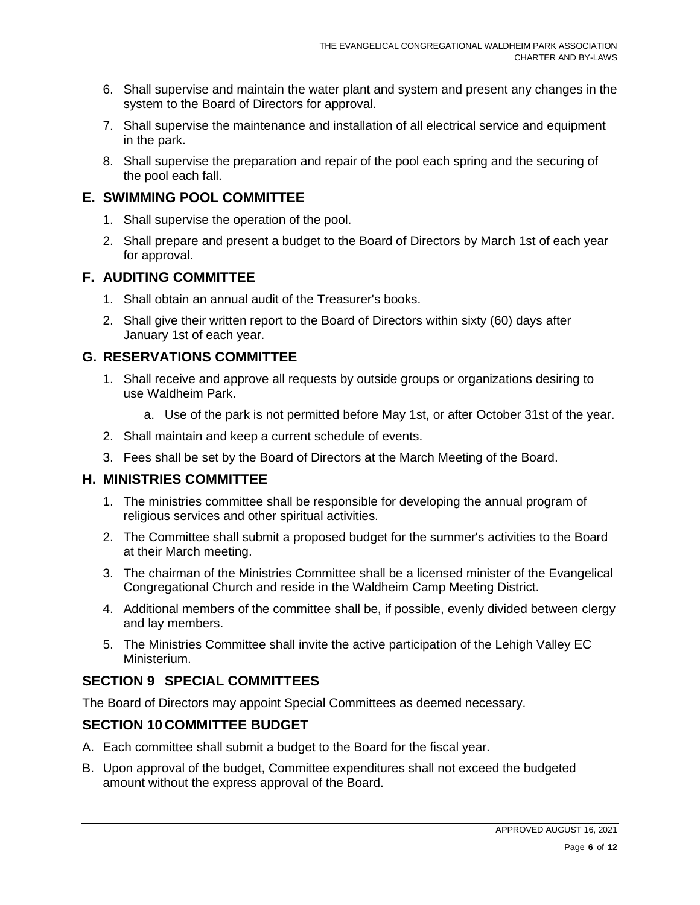6. Shall supervise and maintain the water plant and system and present any changes in the system to the Board of Directors for approval.
7. Shall supervise the maintenance and installation of all electrical service and equipment in the park.
8. Shall supervise the preparation and repair of the pool each spring and the securing of the pool each fall.

### E. SWIMMING POOL COMMITTEE

1. Shall supervise the operation of the pool.
2. Shall prepare and present a budget to the Board of Directors by March 1st of each year for approval.

### F. AUDITING COMMITTEE

1. Shall obtain an annual audit of the Treasurer's books.
2. Shall give their written report to the Board of Directors within sixty (60) days after January 1st of each year.

### G. RESERVATIONS COMMITTEE

1. Shall receive and approve all requests by outside groups or organizations desiring to use Waldheim Park.
   a. Use of the park is not permitted before May 1st, or after October 31st of the year.
2. Shall maintain and keep a current schedule of events.
3. Fees shall be set by the Board of Directors at the March Meeting of the Board.

### H. MINISTRIES COMMITTEE

1. The ministries committee shall be responsible for developing the annual program of religious services and other spiritual activities.
2. The Committee shall submit a proposed budget for the summer's activities to the Board at their March meeting.
3. The chairman of the Ministries Committee shall be a licensed minister of the Evangelical Congregational Church and reside in the Waldheim Camp Meeting District.
4. Additional members of the committee shall be, if possible, evenly divided between clergy and lay members.
5. The Ministries Committee shall invite the active participation of the Lehigh Valley EC Ministerium.

## SECTION 9 SPECIAL COMMITTEES

The Board of Directors may appoint Special Committees as deemed necessary.

## SECTION 10 COMMITTEE BUDGET

A. Each committee shall submit a budget to the Board for the fiscal year.

B. Upon approval of the budget, Committee expenditures shall not exceed the budgeted amount without the express approval of the Board.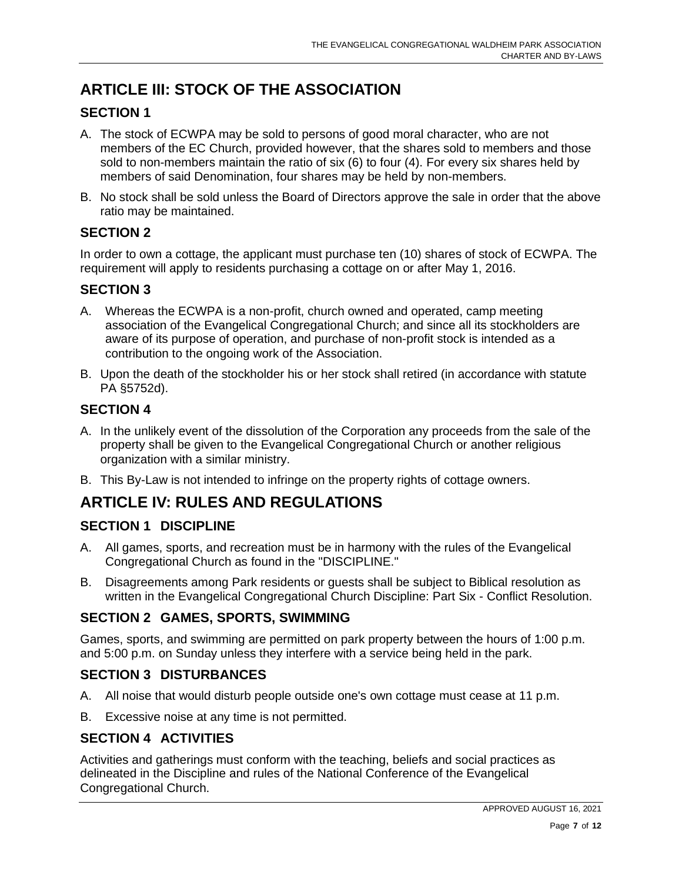# ARTICLE III: STOCK OF THE ASSOCIATION

## SECTION 1

A. The stock of ECWPA may be sold to persons of good moral character, who are not members of the EC Church, provided however, that the shares sold to members and those sold to non-members maintain the ratio of six (6) to four (4). For every six shares held by members of said Denomination, four shares may be held by non-members.

B. No stock shall be sold unless the Board of Directors approve the sale in order that the above ratio may be maintained.

## SECTION 2

In order to own a cottage, the applicant must purchase ten (10) shares of stock of ECWPA. The requirement will apply to residents purchasing a cottage on or after May 1, 2016.

## SECTION 3

A. Whereas the ECWPA is a non-profit, church owned and operated, camp meeting association of the Evangelical Congregational Church; and since all its stockholders are aware of its purpose of operation, and purchase of non-profit stock is intended as a contribution to the ongoing work of the Association.

B. Upon the death of the stockholder his or her stock shall retired (in accordance with statute PA §5752d).

## SECTION 4

A. In the unlikely event of the dissolution of the Corporation any proceeds from the sale of the property shall be given to the Evangelical Congregational Church or another religious organization with a similar ministry.

B. This By-Law is not intended to infringe on the property rights of cottage owners.

# ARTICLE IV: RULES AND REGULATIONS

## SECTION 1 DISCIPLINE

A. All games, sports, and recreation must be in harmony with the rules of the Evangelical Congregational Church as found in the "DISCIPLINE."

B. Disagreements among Park residents or guests shall be subject to Biblical resolution as written in the Evangelical Congregational Church Discipline: Part Six - Conflict Resolution.

## SECTION 2 GAMES, SPORTS, SWIMMING

Games, sports, and swimming are permitted on park property between the hours of 1:00 p.m. and 5:00 p.m. on Sunday unless they interfere with a service being held in the park.

## SECTION 3 DISTURBANCES

A. All noise that would disturb people outside one's own cottage must cease at 11 p.m.

B. Excessive noise at any time is not permitted.

## SECTION 4 ACTIVITIES

Activities and gatherings must conform with the teaching, beliefs and social practices as delineated in the Discipline and rules of the National Conference of the Evangelical Congregational Church.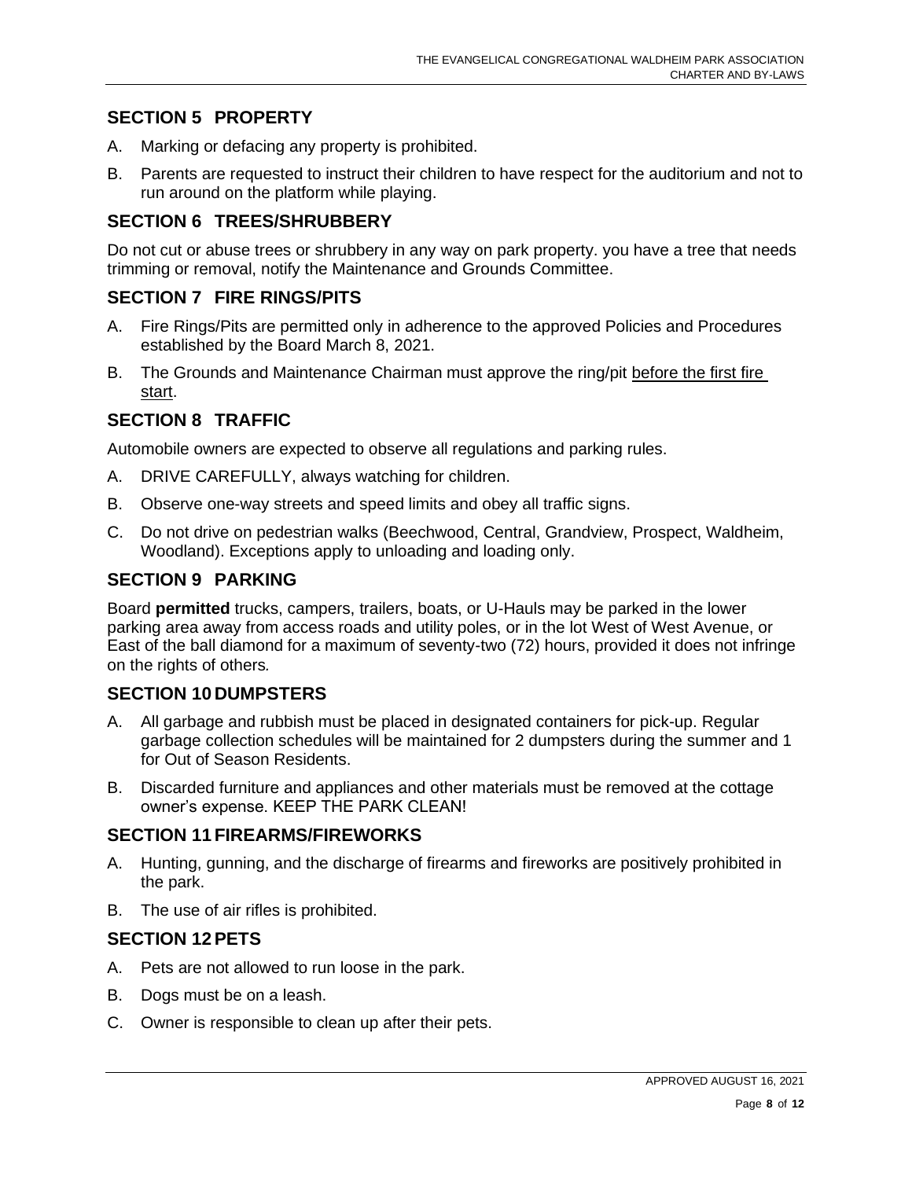## SECTION 5 PROPERTY

A. Marking or defacing any property is prohibited.

B. Parents are requested to instruct their children to have respect for the auditorium and not to run around on the platform while playing.

## SECTION 6 TREES/SHRUBBERY

Do not cut or abuse trees or shrubbery in any way on park property. you have a tree that needs trimming or removal, notify the Maintenance and Grounds Committee.

## SECTION 7 FIRE RINGS/PITS

A. Fire Rings/Pits are permitted only in adherence to the approved Policies and Procedures established by the Board March 8, 2021.

B. The Grounds and Maintenance Chairman must approve the ring/pit <u>before the first fire start</u>.

## SECTION 8 TRAFFIC

Automobile owners are expected to observe all regulations and parking rules.

A. DRIVE CAREFULLY, always watching for children.

B. Observe one-way streets and speed limits and obey all traffic signs.

C. Do not drive on pedestrian walks (Beechwood, Central, Grandview, Prospect, Waldheim, Woodland). Exceptions apply to unloading and loading only.

## SECTION 9 PARKING

Board **permitted** trucks, campers, trailers, boats, or U-Hauls may be parked in the lower parking area away from access roads and utility poles, or in the lot West of West Avenue, or East of the ball diamond for a maximum of seventy-two (72) hours, provided it does not infringe on the rights of others.

## SECTION 10 DUMPSTERS

A. All garbage and rubbish must be placed in designated containers for pick-up. Regular garbage collection schedules will be maintained for 2 dumpsters during the summer and 1 for Out of Season Residents.

B. Discarded furniture and appliances and other materials must be removed at the cottage owner's expense. KEEP THE PARK CLEAN!

## SECTION 11 FIREARMS/FIREWORKS

A. Hunting, gunning, and the discharge of firearms and fireworks are positively prohibited in the park.

B. The use of air rifles is prohibited.

## SECTION 12 PETS

A. Pets are not allowed to run loose in the park.

B. Dogs must be on a leash.

C. Owner is responsible to clean up after their pets.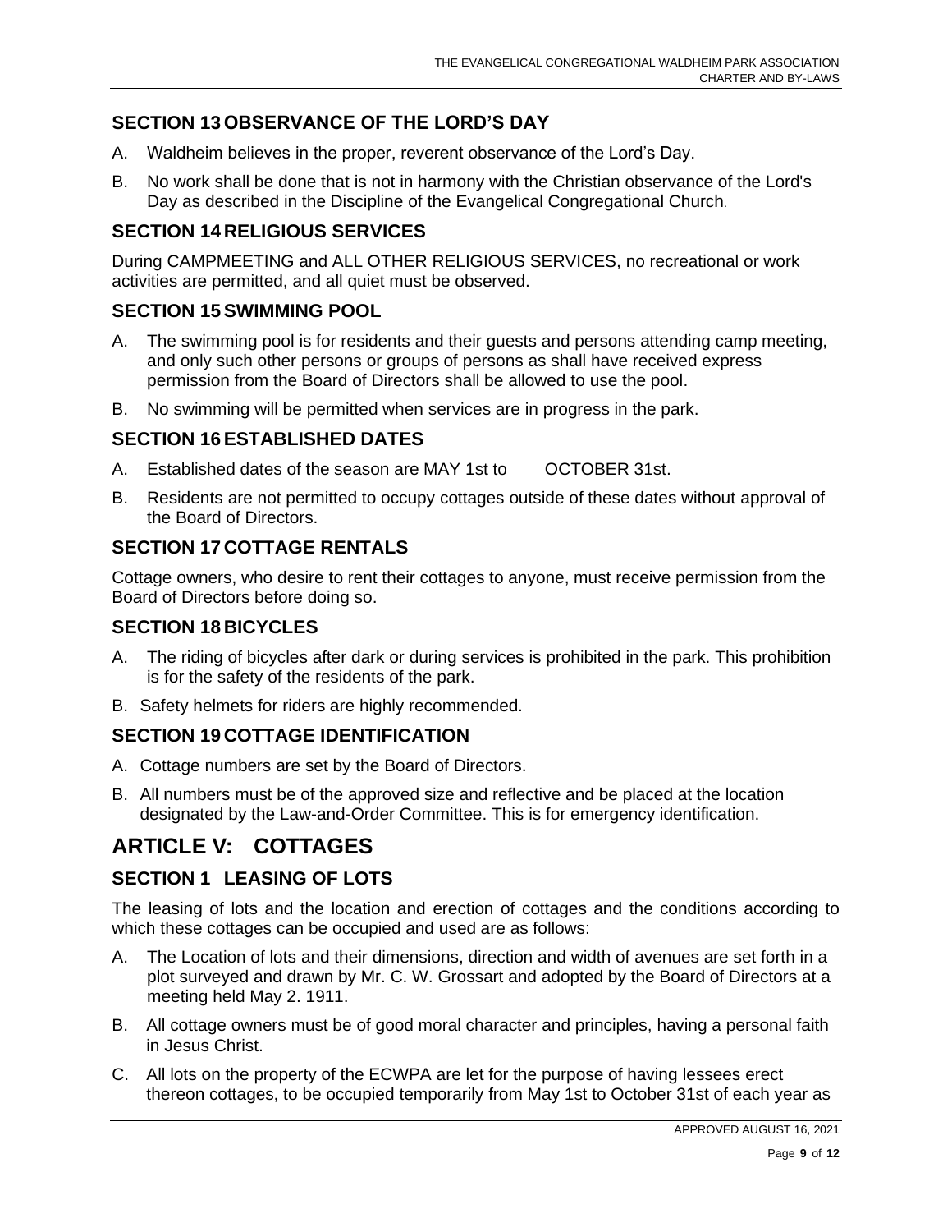## SECTION 13 OBSERVANCE OF THE LORD'S DAY

A. Waldheim believes in the proper, reverent observance of the Lord's Day.

B. No work shall be done that is not in harmony with the Christian observance of the Lord's Day as described in the Discipline of the Evangelical Congregational Church.

## SECTION 14 RELIGIOUS SERVICES

During CAMPMEETING and ALL OTHER RELIGIOUS SERVICES, no recreational or work activities are permitted, and all quiet must be observed.

## SECTION 15 SWIMMING POOL

A. The swimming pool is for residents and their guests and persons attending camp meeting, and only such other persons or groups of persons as shall have received express permission from the Board of Directors shall be allowed to use the pool.

B. No swimming will be permitted when services are in progress in the park.

## SECTION 16 ESTABLISHED DATES

A. Established dates of the season are MAY 1st to OCTOBER 31st.

B. Residents are not permitted to occupy cottages outside of these dates without approval of the Board of Directors.

## SECTION 17 COTTAGE RENTALS

Cottage owners, who desire to rent their cottages to anyone, must receive permission from the Board of Directors before doing so.

## SECTION 18 BICYCLES

A. The riding of bicycles after dark or during services is prohibited in the park. This prohibition is for the safety of the residents of the park.

B. Safety helmets for riders are highly recommended.

## SECTION 19 COTTAGE IDENTIFICATION

A. Cottage numbers are set by the Board of Directors.

B. All numbers must be of the approved size and reflective and be placed at the location designated by the Law-and-Order Committee. This is for emergency identification.

# ARTICLE V: COTTAGES

## SECTION 1 LEASING OF LOTS

The leasing of lots and the location and erection of cottages and the conditions according to which these cottages can be occupied and used are as follows:

A. The Location of lots and their dimensions, direction and width of avenues are set forth in a plot surveyed and drawn by Mr. C. W. Grossart and adopted by the Board of Directors at a meeting held May 2. 1911.

B. All cottage owners must be of good moral character and principles, having a personal faith in Jesus Christ.

C. All lots on the property of the ECWPA are let for the purpose of having lessees erect thereon cottages, to be occupied temporarily from May 1st to October 31st of each year as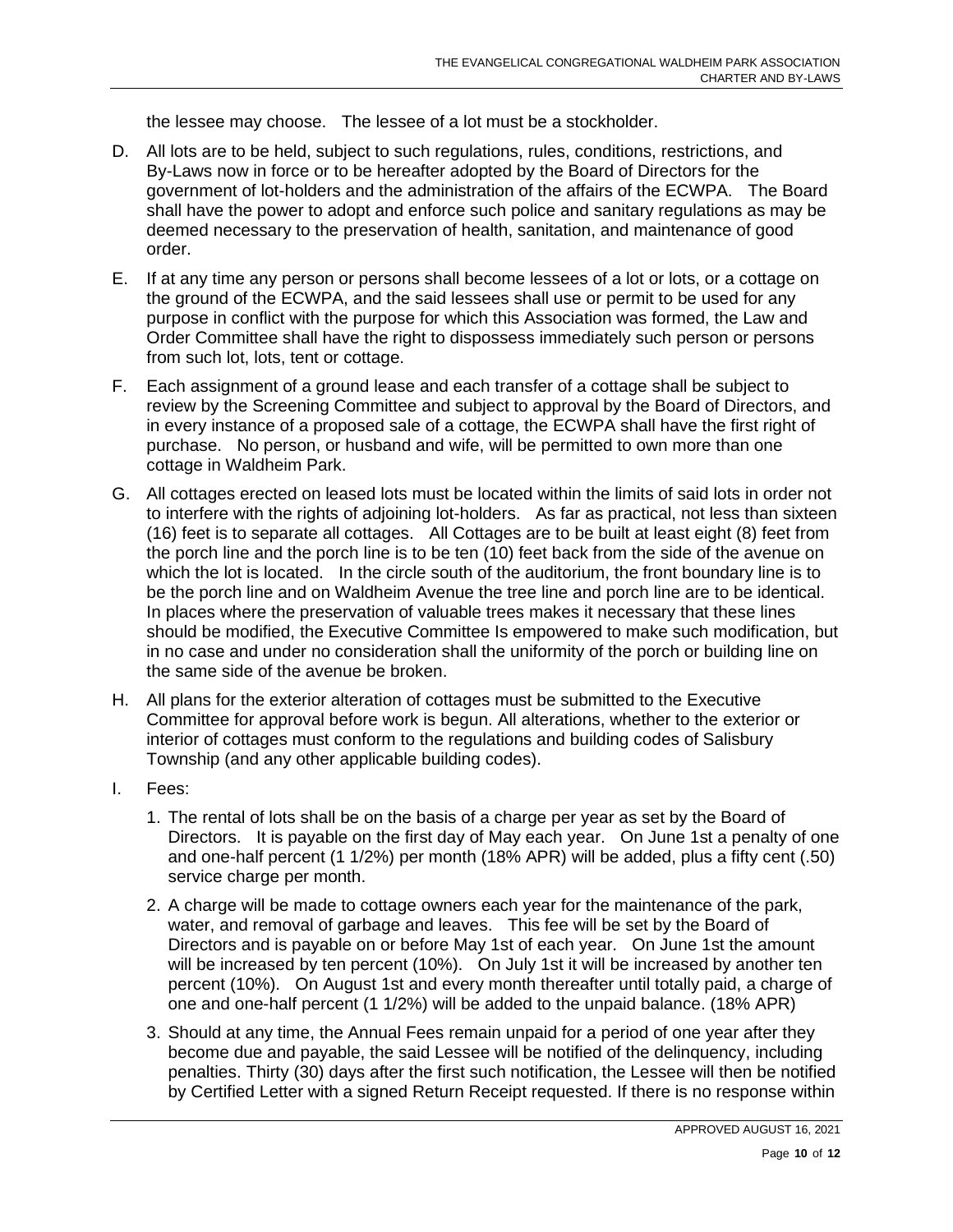the lessee may choose. The lessee of a lot must be a stockholder.

D. All lots are to be held, subject to such regulations, rules, conditions, restrictions, and By-Laws now in force or to be hereafter adopted by the Board of Directors for the government of lot-holders and the administration of the affairs of the ECWPA. The Board shall have the power to adopt and enforce such police and sanitary regulations as may be deemed necessary to the preservation of health, sanitation, and maintenance of good order.

E. If at any time any person or persons shall become lessees of a lot or lots, or a cottage on the ground of the ECWPA, and the said lessees shall use or permit to be used for any purpose in conflict with the purpose for which this Association was formed, the Law and Order Committee shall have the right to dispossess immediately such person or persons from such lot, lots, tent or cottage.

F. Each assignment of a ground lease and each transfer of a cottage shall be subject to review by the Screening Committee and subject to approval by the Board of Directors, and in every instance of a proposed sale of a cottage, the ECWPA shall have the first right of purchase. No person, or husband and wife, will be permitted to own more than one cottage in Waldheim Park.

G. All cottages erected on leased lots must be located within the limits of said lots in order not to interfere with the rights of adjoining lot-holders. As far as practical, not less than sixteen (16) feet is to separate all cottages. All Cottages are to be built at least eight (8) feet from the porch line and the porch line is to be ten (10) feet back from the side of the avenue on which the lot is located. In the circle south of the auditorium, the front boundary line is to be the porch line and on Waldheim Avenue the tree line and porch line are to be identical. In places where the preservation of valuable trees makes it necessary that these lines should be modified, the Executive Committee Is empowered to make such modification, but in no case and under no consideration shall the uniformity of the porch or building line on the same side of the avenue be broken.

H. All plans for the exterior alteration of cottages must be submitted to the Executive Committee for approval before work is begun. All alterations, whether to the exterior or interior of cottages must conform to the regulations and building codes of Salisbury Township (and any other applicable building codes).

I. Fees:

   1. The rental of lots shall be on the basis of a charge per year as set by the Board of Directors. It is payable on the first day of May each year. On June 1st a penalty of one and one-half percent (1 1/2%) per month (18% APR) will be added, plus a fifty cent (.50) service charge per month.

   2. A charge will be made to cottage owners each year for the maintenance of the park, water, and removal of garbage and leaves. This fee will be set by the Board of Directors and is payable on or before May 1st of each year. On June 1st the amount will be increased by ten percent (10%). On July 1st it will be increased by another ten percent (10%). On August 1st and every month thereafter until totally paid, a charge of one and one-half percent (1 1/2%) will be added to the unpaid balance. (18% APR)

   3. Should at any time, the Annual Fees remain unpaid for a period of one year after they become due and payable, the said Lessee will be notified of the delinquency, including penalties. Thirty (30) days after the first such notification, the Lessee will then be notified by Certified Letter with a signed Return Receipt requested. If there is no response within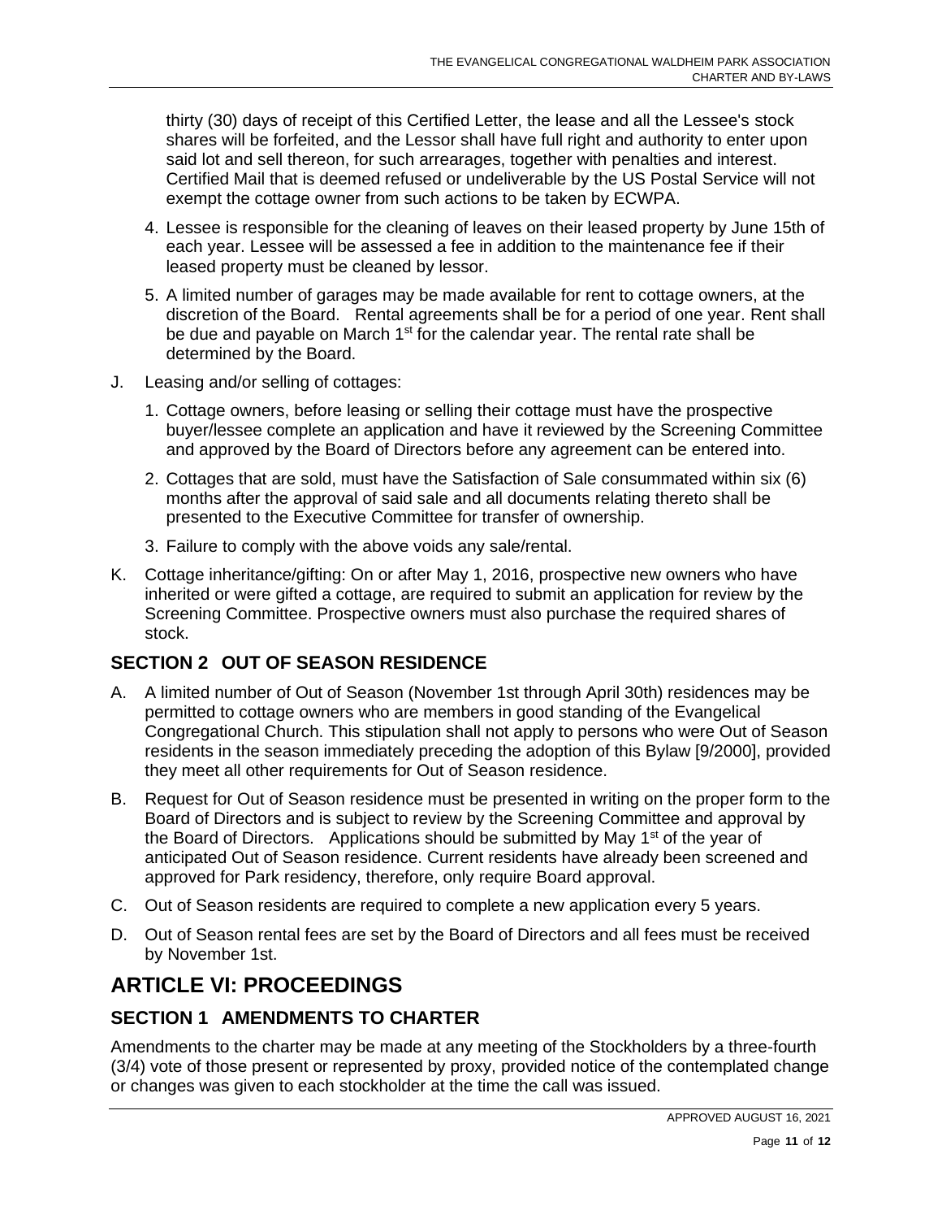thirty (30) days of receipt of this Certified Letter, the lease and all the Lessee's stock shares will be forfeited, and the Lessor shall have full right and authority to enter upon said lot and sell thereon, for such arrearages, together with penalties and interest. Certified Mail that is deemed refused or undeliverable by the US Postal Service will not exempt the cottage owner from such actions to be taken by ECWPA.

4. Lessee is responsible for the cleaning of leaves on their leased property by June 15th of each year. Lessee will be assessed a fee in addition to the maintenance fee if their leased property must be cleaned by lessor.
5. A limited number of garages may be made available for rent to cottage owners, at the discretion of the Board. Rental agreements shall be for a period of one year. Rent shall be due and payable on March 1st for the calendar year. The rental rate shall be determined by the Board.

J. Leasing and/or selling of cottages:

1. Cottage owners, before leasing or selling their cottage must have the prospective buyer/lessee complete an application and have it reviewed by the Screening Committee and approved by the Board of Directors before any agreement can be entered into.
2. Cottages that are sold, must have the Satisfaction of Sale consummated within six (6) months after the approval of said sale and all documents relating thereto shall be presented to the Executive Committee for transfer of ownership.
3. Failure to comply with the above voids any sale/rental.

K. Cottage inheritance/gifting: On or after May 1, 2016, prospective new owners who have inherited or were gifted a cottage, are required to submit an application for review by the Screening Committee. Prospective owners must also purchase the required shares of stock.

### SECTION 2 OUT OF SEASON RESIDENCE

A. A limited number of Out of Season (November 1st through April 30th) residences may be permitted to cottage owners who are members in good standing of the Evangelical Congregational Church. This stipulation shall not apply to persons who were Out of Season residents in the season immediately preceding the adoption of this Bylaw [9/2000], provided they meet all other requirements for Out of Season residence.

B. Request for Out of Season residence must be presented in writing on the proper form to the Board of Directors and is subject to review by the Screening Committee and approval by the Board of Directors. Applications should be submitted by May 1st of the year of anticipated Out of Season residence. Current residents have already been screened and approved for Park residency, therefore, only require Board approval.

C. Out of Season residents are required to complete a new application every 5 years.

D. Out of Season rental fees are set by the Board of Directors and all fees must be received by November 1st.

## ARTICLE VI: PROCEEDINGS

### SECTION 1 AMENDMENTS TO CHARTER

Amendments to the charter may be made at any meeting of the Stockholders by a three-fourth (3/4) vote of those present or represented by proxy, provided notice of the contemplated change or changes was given to each stockholder at the time the call was issued.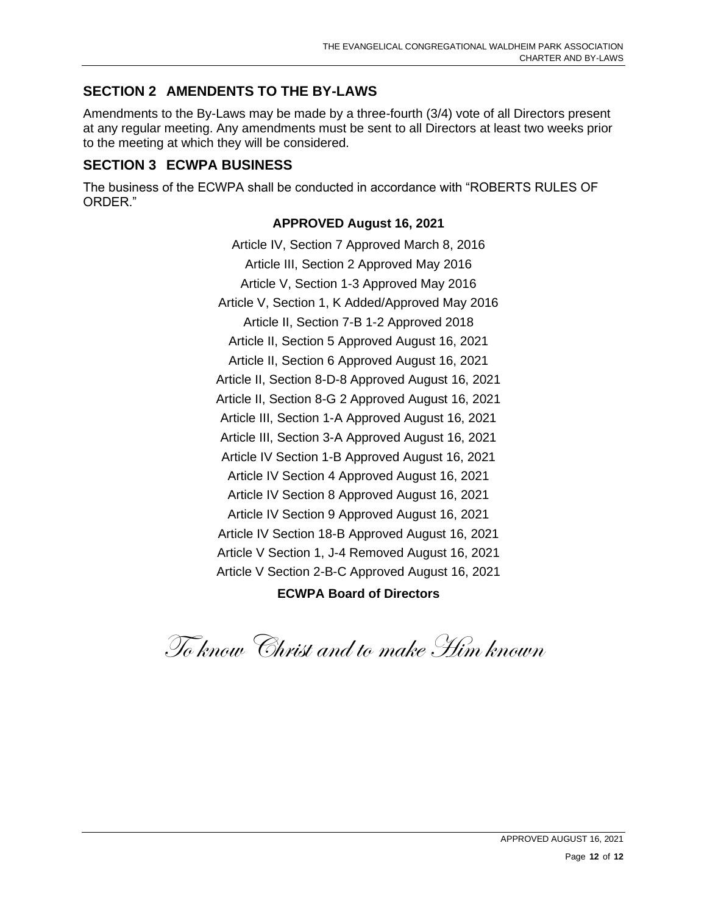## SECTION 2 AMENDENTS TO THE BY-LAWS

Amendments to the By-Laws may be made by a three-fourth (3/4) vote of all Directors present at any regular meeting. Any amendments must be sent to all Directors at least two weeks prior to the meeting at which they will be considered.

## SECTION 3 ECWPA BUSINESS

The business of the ECWPA shall be conducted in accordance with "ROBERTS RULES OF ORDER."

**APPROVED August 16, 2021**

Article IV, Section 7 Approved March 8, 2016

Article III, Section 2 Approved May 2016

Article V, Section 1-3 Approved May 2016

Article V, Section 1, K Added/Approved May 2016

Article II, Section 7-B 1-2 Approved 2018

Article II, Section 5 Approved August 16, 2021

Article II, Section 6 Approved August 16, 2021

Article II, Section 8-D-8 Approved August 16, 2021

Article II, Section 8-G 2 Approved August 16, 2021

Article III, Section 1-A Approved August 16, 2021

Article III, Section 3-A Approved August 16, 2021

Article IV Section 1-B Approved August 16, 2021

Article IV Section 4 Approved August 16, 2021

Article IV Section 8 Approved August 16, 2021

Article IV Section 9 Approved August 16, 2021

Article IV Section 18-B Approved August 16, 2021

Article V Section 1, J-4 Removed August 16, 2021

Article V Section 2-B-C Approved August 16, 2021

**ECWPA Board of Directors**

*To know Christ and to make Him known*